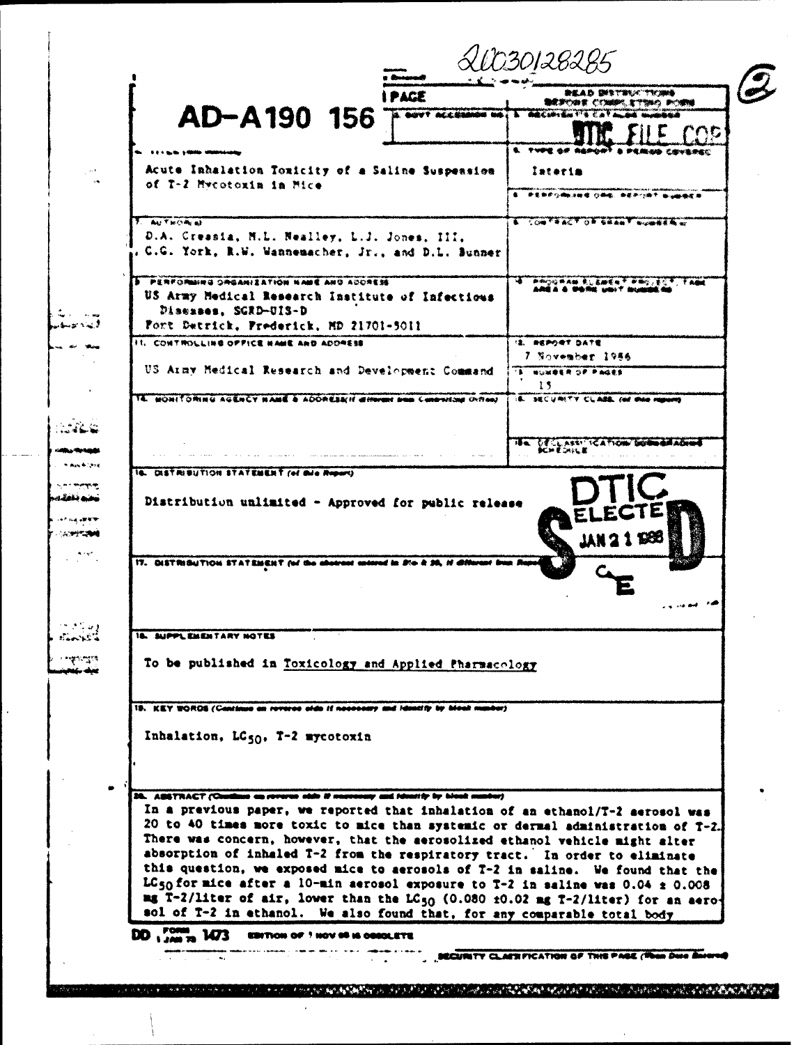20030128285

AD-A190 156

REPORT DOCUMENTATION PAGE

READ INSTRUCTIONS BEFORE COMPLETING FORM

DTIC FILE COPY

2. GOVT ACCESSION NO.

3. RECIPIENT'S CATALOG NUMBER

4. TITLE (and Subtitle)

Acute Inhalation Toxicity of a Saline Suspension of T-2 Mycotoxin in Mice

5. TYPE OF REPORT & PERIOD COVERED

Interim

6. PERFORMING ORG. REPORT NUMBER

7. AUTHOR(s)

D.A. Creasia, M.L. Nealley, L.J. Jones, III, C.G. York, R.W. Wannemacher, Jr., and D.L. Bunner

8. CONTRACT OR GRANT NUMBER(s)

9. PERFORMING ORGANIZATION NAME AND ADDRESS

US Army Medical Research Institute of Infectious Diseases, SGRD-UIS-D
Fort Detrick, Frederick, MD 21701-5011

10. PROGRAM ELEMENT, PROJECT, TASK AREA & WORK UNIT NUMBERS

11. CONTROLLING OFFICE NAME AND ADDRESS

US Army Medical Research and Development Command

12. REPORT DATE

7 November 1986

13. NUMBER OF PAGES

15

14. MONITORING AGENCY NAME & ADDRESS (if different from Controlling Office)

15. SECURITY CLASS. (of this report)

15a. DECLASSIFICATION/DOWNGRADING SCHEDULE

16. DISTRIBUTION STATEMENT (of this Report)

Distribution unlimited - Approved for public release

DTIC ELECTE JAN 21 1988 S E D

17. DISTRIBUTION STATEMENT (of the abstract entered in Block 20, if different from Report)

18. SUPPLEMENTARY NOTES

To be published in Toxicology and Applied Pharmacology

19. KEY WORDS (Continue on reverse side if necessary and identify by block number)

Inhalation, $LC_{50}$, T-2 mycotoxin

20. ABSTRACT (Continue on reverse side if necessary and identify by block number)

In a previous paper, we reported that inhalation of an ethanol/T-2 aerosol was 20 to 40 times more toxic to mice than systemic or dermal administration of T-2. There was concern, however, that the aerosolized ethanol vehicle might alter absorption of inhaled T-2 from the respiratory tract. In order to eliminate this question, we exposed mice to aerosols of T-2 in saline. We found that the $LC_{50}$ for mice after a 10-min aerosol exposure to T-2 in saline was 0.04 ± 0.008 mg T-2/liter of air, lower than the $LC_{50}$ (0.080 ±0.02 mg T-2/liter) for an aerosol of T-2 in ethanol. We also found that, for any comparable total body

DD FORM 1473 1 JAN 73 EDITION OF 1 NOV 65 IS OBSOLETE

SECURITY CLASSIFICATION OF THIS PAGE (When Data Entered)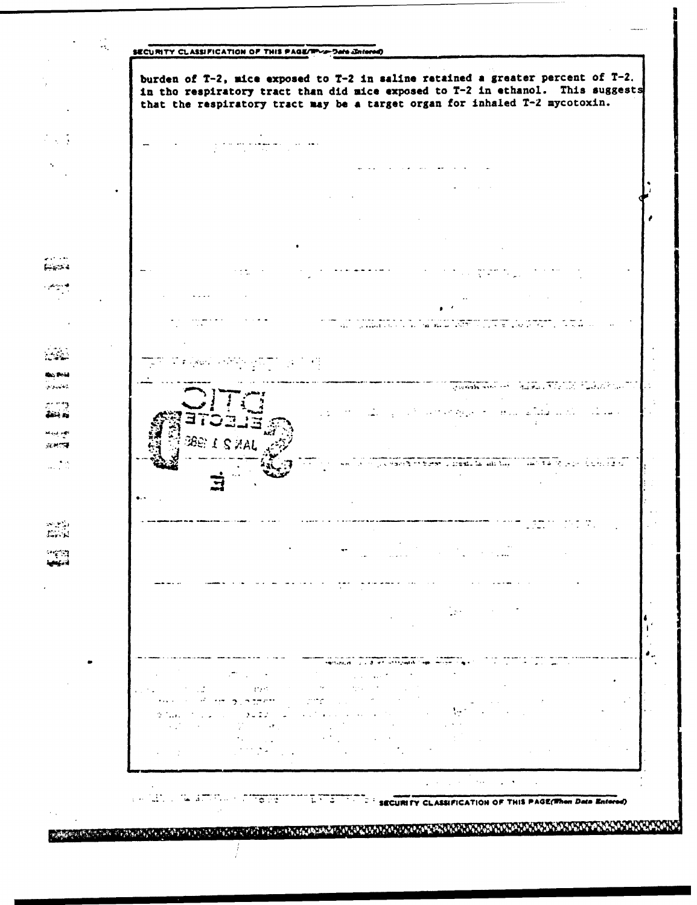burden of T-2, mice exposed to T-2 in saline retained a greater percent of T-2 in tho respiratory tract than did mice exposed to T-2 in ethanol. This suggests that the respiratory tract may be a target organ for inhaled T-2 mycotoxin.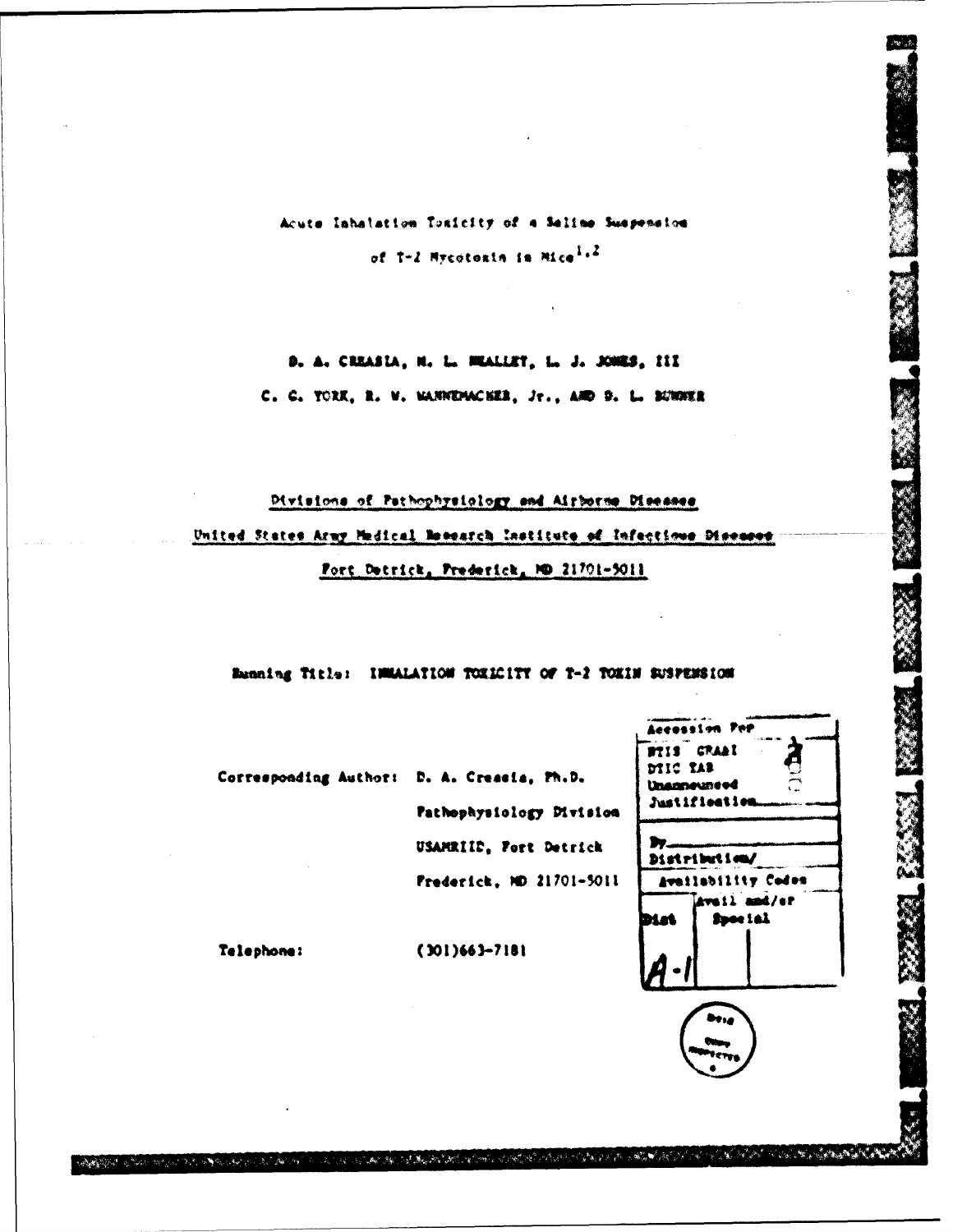Acute Inhalation Toxicity of a Saline Suspension of T-2 Mycotoxin in Mice[1,2]

D. A. CREASIA, M. L. HEALLEY, L. J. JONES, III

C. G. YORK, R. W. WANNEMACHER, Jr., AND D. L. BUNNER

Divisions of Pathophysiology and Airborne Diseases

United States Army Medical Research Institute of Infectious Diseases

Fort Detrick, Frederick, MD 21701-5011

Running Title: INHALATION TOXICITY OF T-2 TOXIN SUSPENSION

Corresponding Author: D. A. Creasia, Ph.D.

Pathophysiology Division

USAMRIID, Fort Detrick

Frederick, MD 21701-5011

Telephone: (301)663-7181

| Accession For | |
|---|---|
| NTIS GRA&I | |
| DTIC TAB | |
| Unannounced | |
| Justification | |
| By | |
| Distribution/ | |
| Availability Codes | |
| Dist | Avail and/or Special |
| A-1 | |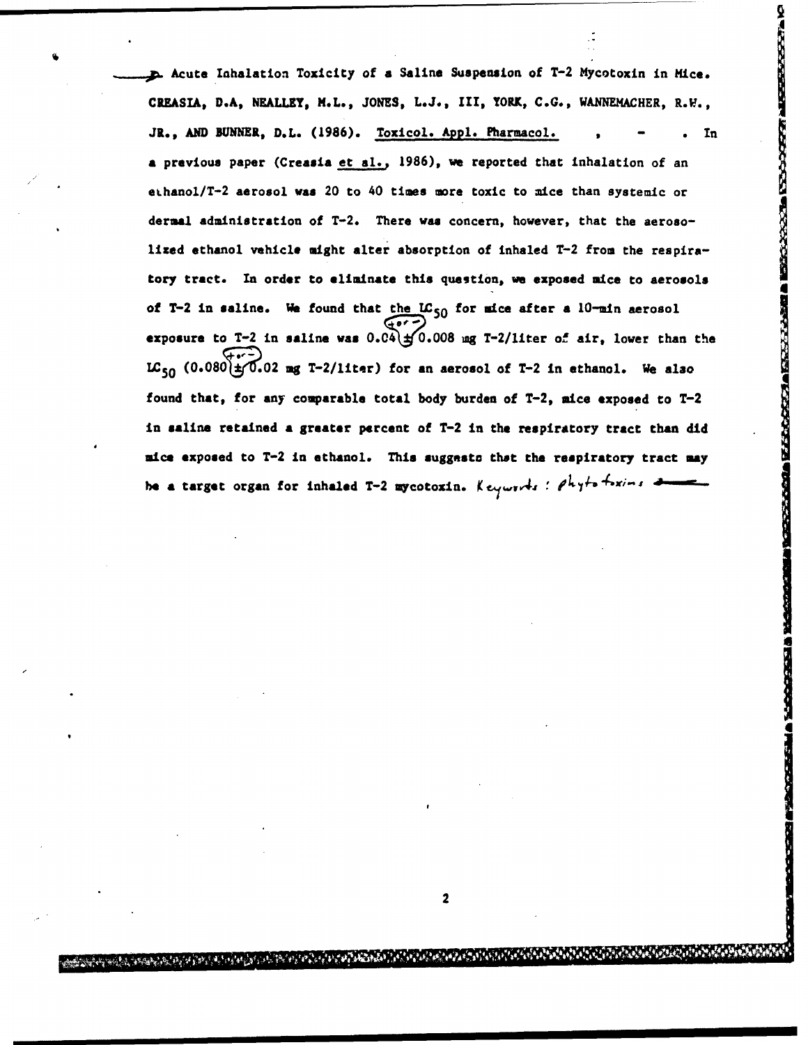Acute Inhalation Toxicity of a Saline Suspension of T-2 Mycotoxin in Mice. CREASIA, D.A, NEALLEY, M.L., JONES, L.J., III, YORK, C.G., WANNEMACHER, R.W., JR., AND BUNNER, D.L. (1986). Toxicol. Appl. Pharmacol. , - . In a previous paper (Creasia et al., 1986), we reported that inhalation of an ethanol/T-2 aerosol was 20 to 40 times more toxic to mice than systemic or dermal administration of T-2. There was concern, however, that the aerosolized ethanol vehicle might alter absorption of inhaled T-2 from the respiratory tract. In order to eliminate this question, we exposed mice to aerosols of T-2 in saline. We found that the $LC_{50}$ for mice after a 10-min aerosol exposure to T-2 in saline was 0.04 ± 0.008 mg T-2/liter of air, lower than the $LC_{50}$ (0.080 ± 0.02 mg T-2/liter) for an aerosol of T-2 in ethanol. We also found that, for any comparable total body burden of T-2, mice exposed to T-2 in saline retained a greater percent of T-2 in the respiratory tract than did mice exposed to T-2 in ethanol. This suggests that the respiratory tract may be a target organ for inhaled T-2 mycotoxin. Keywords: phytotoxins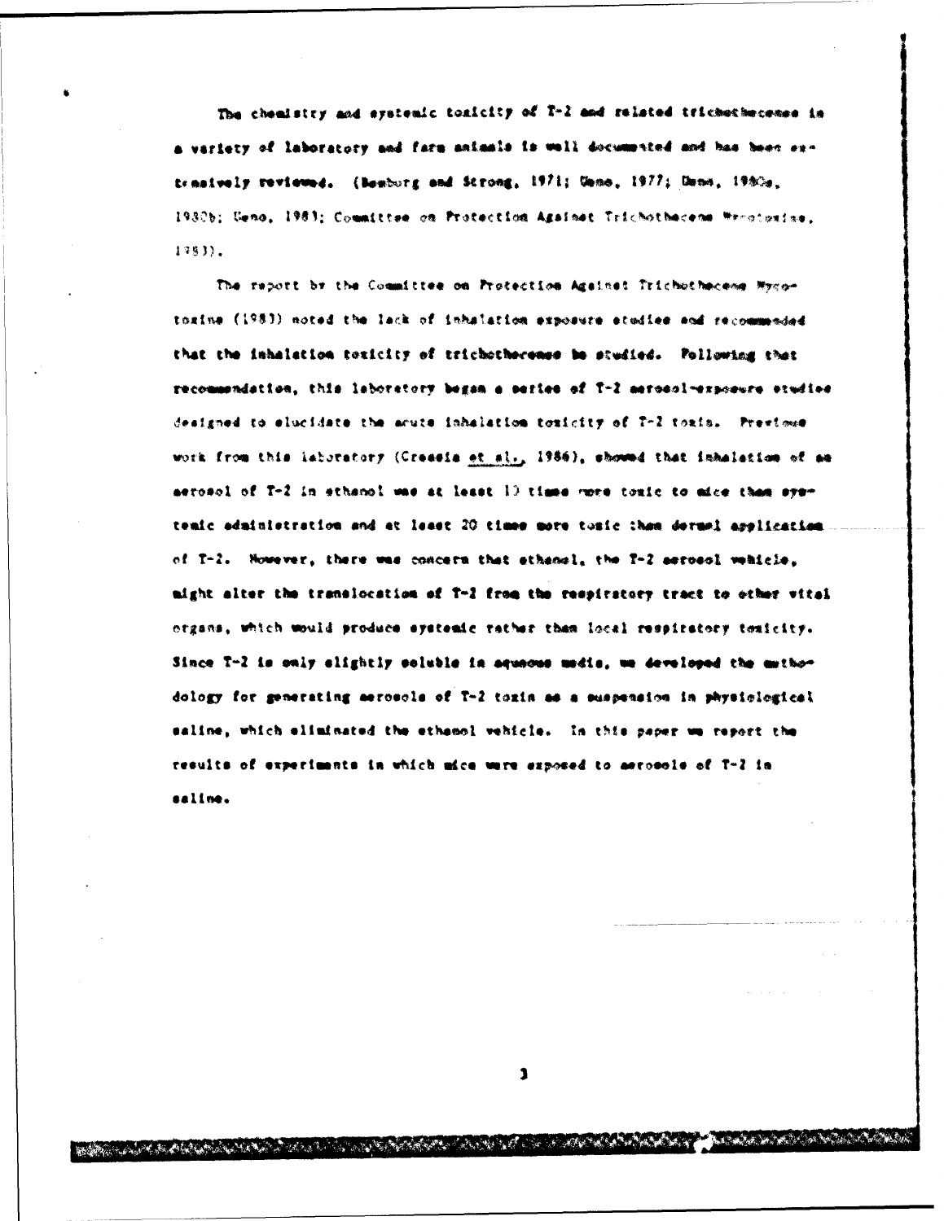The chemistry and systemic toxicity of T-2 and related trichothecenes in a variety of laboratory and farm animals is well documented and has been extensively reviewed. (Bamburg and Strong, 1971; Ueno, 1977; Ueno, 1980a, 1980b; Ueno, 1983; Committee on Protection Against Trichothecene Mycotoxins, 1983).

The report by the Committee on Protection Against Trichothecene Mycotoxins (1983) noted the lack of inhalation exposure studies and recommended that the inhalation toxicity of trichothecenes be studied. Following that recommendation, this laboratory began a series of T-2 aerosol-exposure studies designed to elucidate the acute inhalation toxicity of T-2 toxin. Previous work from this laboratory (Creasia et al., 1986), showed that inhalation of an aerosol of T-2 in ethanol was at least 10 times more toxic to mice than systemic administration and at least 20 times more toxic than dermal application of T-2. However, there was concern that ethanol, the T-2 aerosol vehicle, might alter the translocation of T-2 from the respiratory tract to other vital organs, which would produce systemic rather than local respiratory toxicity. Since T-2 is only slightly soluble in aqueous media, we developed the methodology for generating aerosols of T-2 toxin as a suspension in physiological saline, which eliminated the ethanol vehicle. In this paper we report the results of experiments in which mice were exposed to aerosols of T-2 in saline.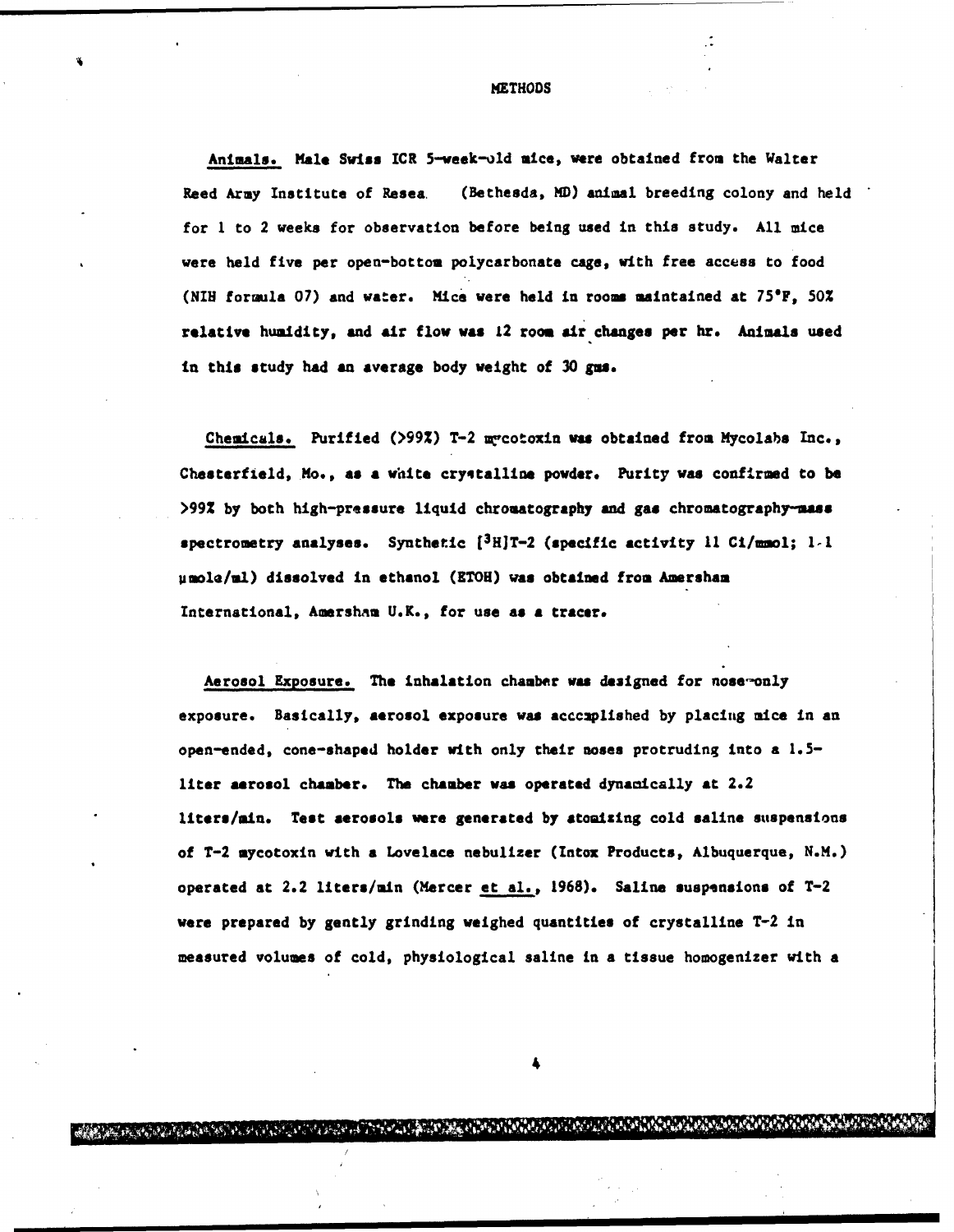# METHODS

Animals. Male Swiss ICR 5-week-old mice, were obtained from the Walter Reed Army Institute of Resea. (Bethesda, MD) animal breeding colony and held for 1 to 2 weeks for observation before being used in this study. All mice were held five per open-bottom polycarbonate cage, with free access to food (NIH formula 07) and water. Mice were held in rooms maintained at 75°F, 50% relative humidity, and air flow was 12 room air changes per hr. Animals used in this study had an average body weight of 30 gms.

Chemicals. Purified (>99%) T-2 mycotoxin was obtained from Mycolabs Inc., Chesterfield, Mo., as a white crystalline powder. Purity was confirmed to be >99% by both high-pressure liquid chromatography and gas chromatography-mass spectrometry analyses. Synthetic [$^3$H]T-2 (specific activity 11 Ci/mmol; 1.1 μmole/ml) dissolved in ethanol (ETOH) was obtained from Amersham International, Amersham U.K., for use as a tracer.

Aerosol Exposure. The inhalation chamber was designed for nose-only exposure. Basically, aerosol exposure was accomplished by placing mice in an open-ended, cone-shaped holder with only their noses protruding into a 1.5-liter aerosol chamber. The chamber was operated dynamically at 2.2 liters/min. Test aerosols were generated by atomizing cold saline suspensions of T-2 mycotoxin with a Lovelace nebulizer (Intox Products, Albuquerque, N.M.) operated at 2.2 liters/min (Mercer et al., 1968). Saline suspensions of T-2 were prepared by gently grinding weighed quantities of crystalline T-2 in measured volumes of cold, physiological saline in a tissue homogenizer with a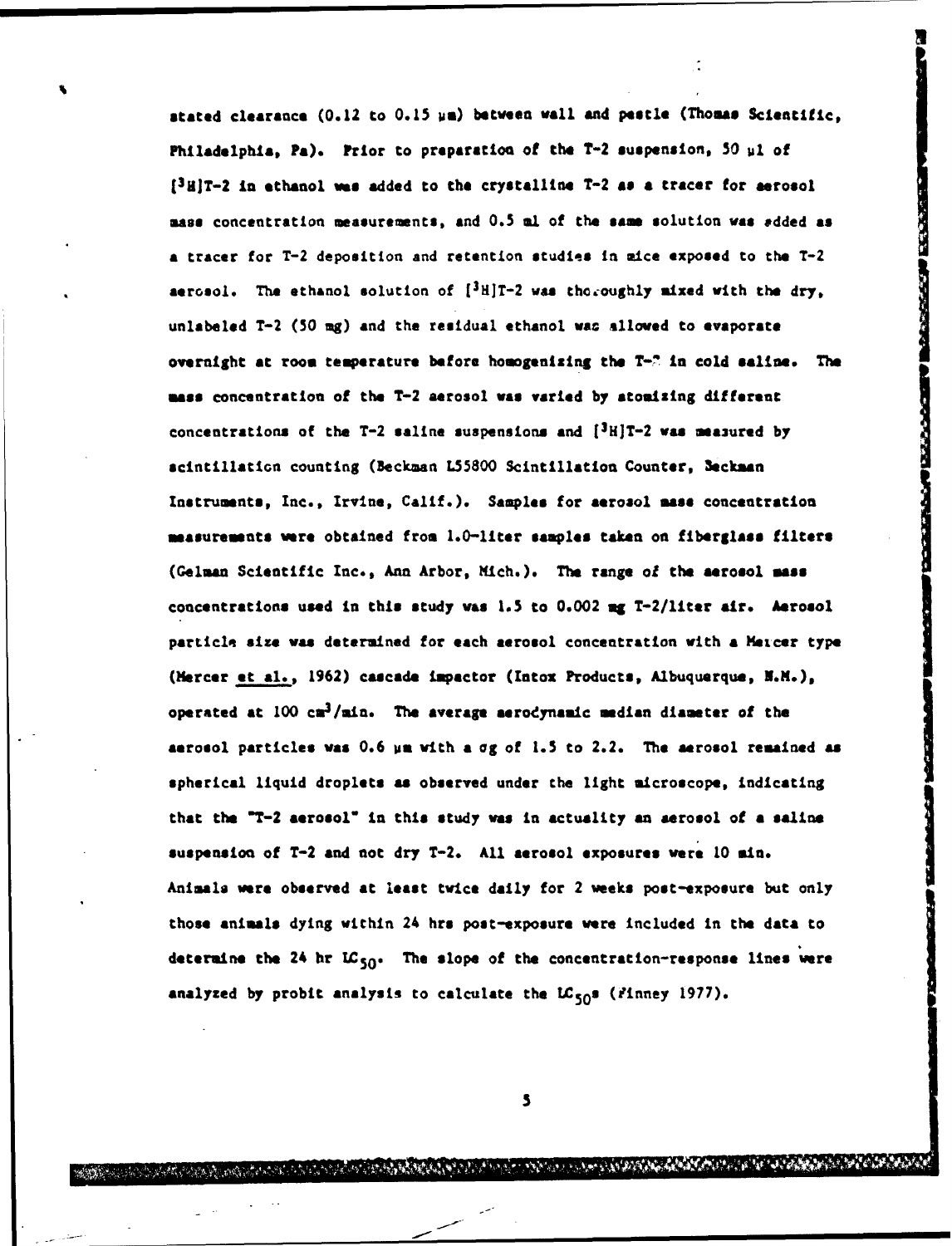stated clearance (0.12 to 0.15 μm) between wall and pestle (Thomas Scientific, Philadelphia, Pa). Prior to preparation of the T-2 suspension, 50 μl of [$^3$H]T-2 in ethanol was added to the crystalline T-2 as a tracer for aerosol mass concentration measurements, and 0.5 ml of the same solution was added as a tracer for T-2 deposition and retention studies in mice exposed to the T-2 aerosol. The ethanol solution of [$^3$H]T-2 was thoroughly mixed with the dry, unlabeled T-2 (50 mg) and the residual ethanol was allowed to evaporate overnight at room temperature before homogenizing the T-2 in cold saline. The mass concentration of the T-2 aerosol was varied by atomizing different concentrations of the T-2 saline suspensions and [$^3$H]T-2 was measured by scintillation counting (Beckman LS5800 Scintillation Counter, Beckman Instruments, Inc., Irvine, Calif.). Samples for aerosol mass concentration measurements were obtained from 1.0-liter samples taken on fiberglass filters (Gelman Scientific Inc., Ann Arbor, Mich.). The range of the aerosol mass concentrations used in this study was 1.5 to 0.002 mg T-2/liter air. Aerosol particle size was determined for each aerosol concentration with a Mercer type (Mercer et al., 1962) cascade impactor (Intox Products, Albuquerque, N.M.), operated at 100 $cm^3$/min. The average aerodynamic median diameter of the aerosol particles was 0.6 μm with a $\sigma g$ of 1.5 to 2.2. The aerosol remained as spherical liquid droplets as observed under the light microscope, indicating that the "T-2 aerosol" in this study was in actuality an aerosol of a saline suspension of T-2 and not dry T-2. All aerosol exposures were 10 min. Animals were observed at least twice daily for 2 weeks post-exposure but only those animals dying within 24 hrs post-exposure were included in the data to determine the 24 hr $LC_{50}$. The slope of the concentration-response lines were analyzed by probit analysis to calculate the $LC_{50}$s (Finney 1977).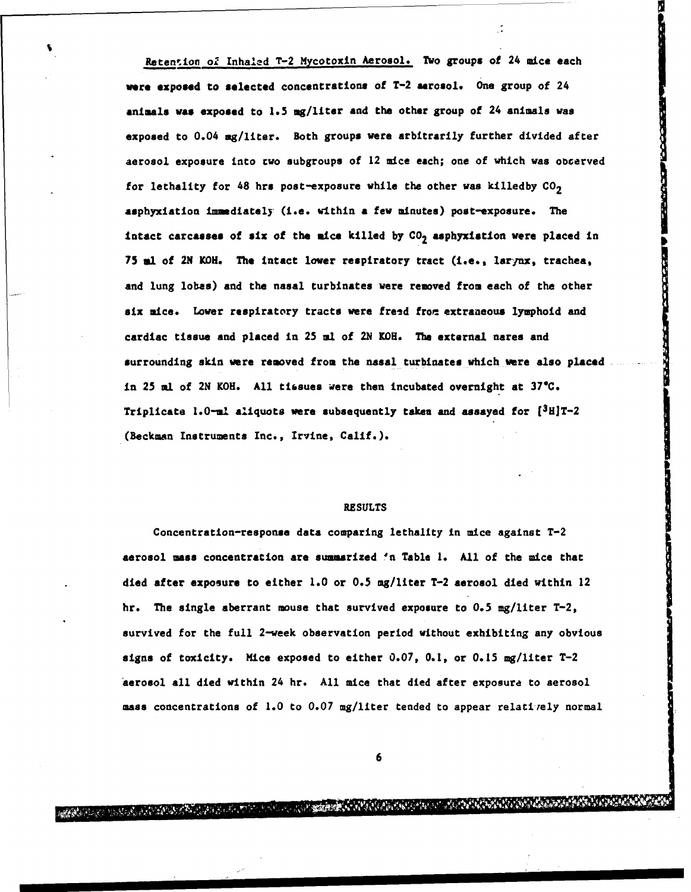Retention of Inhaled T-2 Mycotoxin Aerosol. Two groups of 24 mice each were exposed to selected concentrations of T-2 aerosol. One group of 24 animals was exposed to 1.5 mg/liter and the other group of 24 animals was exposed to 0.04 mg/liter. Both groups were arbitrarily further divided after aerosol exposure into two subgroups of 12 mice each; one of which was observed for lethality for 48 hrs post-exposure while the other was killedby $CO_2$ asphyxiation immediately (i.e. within a few minutes) post-exposure. The intact carcasses of six of the mice killed by $CO_2$ asphyxiation were placed in 75 ml of 2N KOH. The intact lower respiratory tract (i.e., larynx, trachea, and lung lobes) and the nasal turbinates were removed from each of the other six mice. Lower respiratory tracts were freed from extraneous lymphoid and cardiac tissue and placed in 25 ml of 2N KOH. The external nares and surrounding skin were removed from the nasal turbinates which were also placed in 25 ml of 2N KOH. All tissues were then incubated overnight at 37°C. Triplicate 1.0-ml aliquots were subsequently taken and assayed for $[^3H]$T-2 (Beckman Instruments Inc., Irvine, Calif.).

## RESULTS

Concentration-response data comparing lethality in mice against T-2 aerosol mass concentration are summarized in Table 1. All of the mice that died after exposure to either 1.0 or 0.5 mg/liter T-2 aerosol died within 12 hr. The single aberrant mouse that survived exposure to 0.5 mg/liter T-2, survived for the full 2-week observation period without exhibiting any obvious signs of toxicity. Mice exposed to either 0.07, 0.1, or 0.15 mg/liter T-2 aerosol all died within 24 hr. All mice that died after exposure to aerosol mass concentrations of 1.0 to 0.07 mg/liter tended to appear relatively normal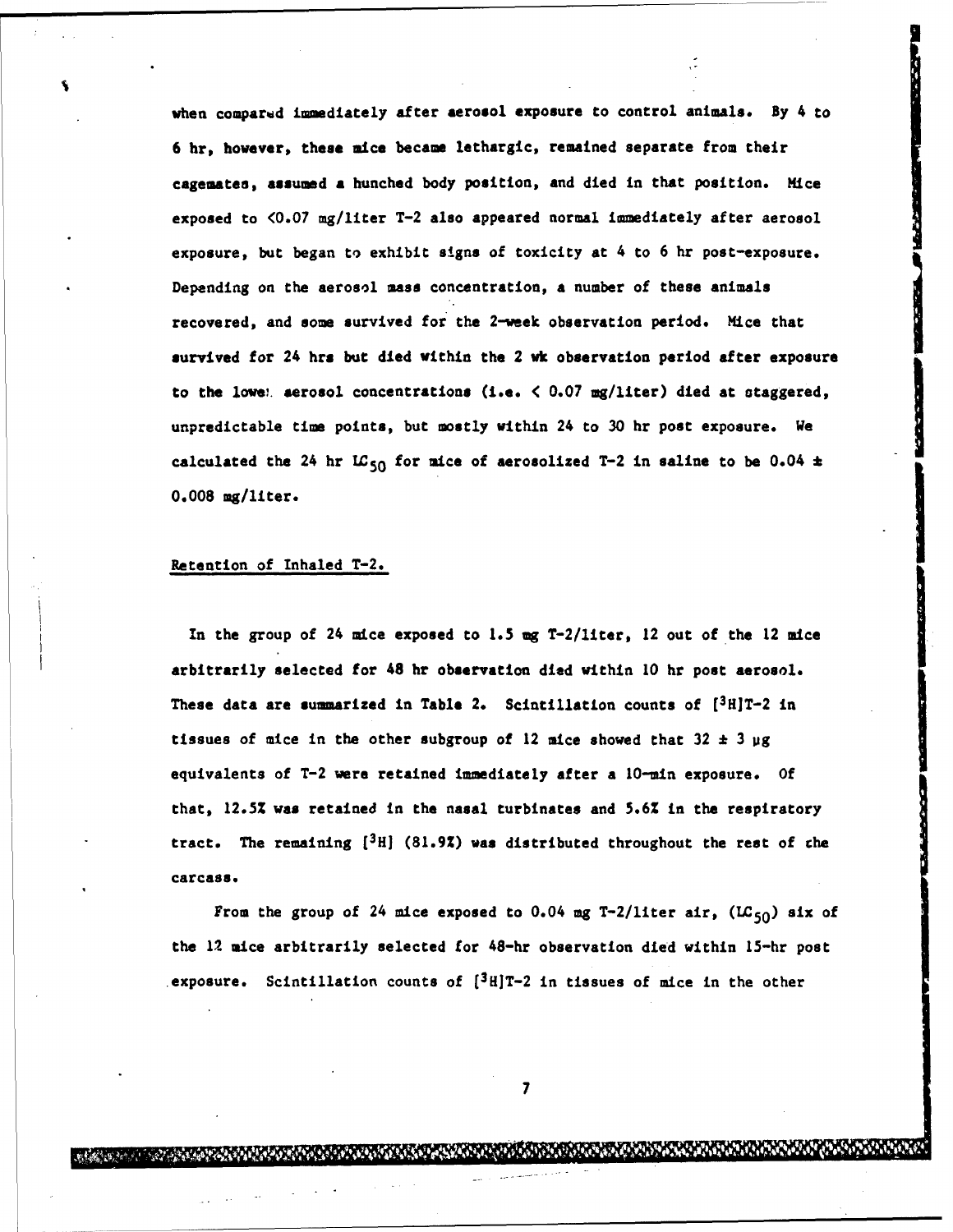when compared immediately after aerosol exposure to control animals. By 4 to 6 hr, however, these mice became lethargic, remained separate from their cagemates, assumed a hunched body position, and died in that position. Mice exposed to <0.07 mg/liter T-2 also appeared normal immediately after aerosol exposure, but began to exhibit signs of toxicity at 4 to 6 hr post-exposure. Depending on the aerosol mass concentration, a number of these animals recovered, and some survived for the 2-week observation period. Mice that survived for 24 hrs but died within the 2 wk observation period after exposure to the lowest aerosol concentrations (i.e. < 0.07 mg/liter) died at staggered, unpredictable time points, but mostly within 24 to 30 hr post exposure. We calculated the 24 hr $LC_{50}$ for mice of aerosolized T-2 in saline to be 0.04 ± 0.008 mg/liter.

## Retention of Inhaled T-2.

In the group of 24 mice exposed to 1.5 mg T-2/liter, 12 out of the 12 mice arbitrarily selected for 48 hr observation died within 10 hr post aerosol. These data are summarized in Table 2. Scintillation counts of $[^3H]$T-2 in tissues of mice in the other subgroup of 12 mice showed that 32 ± 3 μg equivalents of T-2 were retained immediately after a 10-min exposure. Of that, 12.5% was retained in the nasal turbinates and 5.6% in the respiratory tract. The remaining $[^3H]$ (81.9%) was distributed throughout the rest of the carcass.

From the group of 24 mice exposed to 0.04 mg T-2/liter air, ($LC_{50}$) six of the 12 mice arbitrarily selected for 48-hr observation died within 15-hr post exposure. Scintillation counts of $[^3H]$T-2 in tissues of mice in the other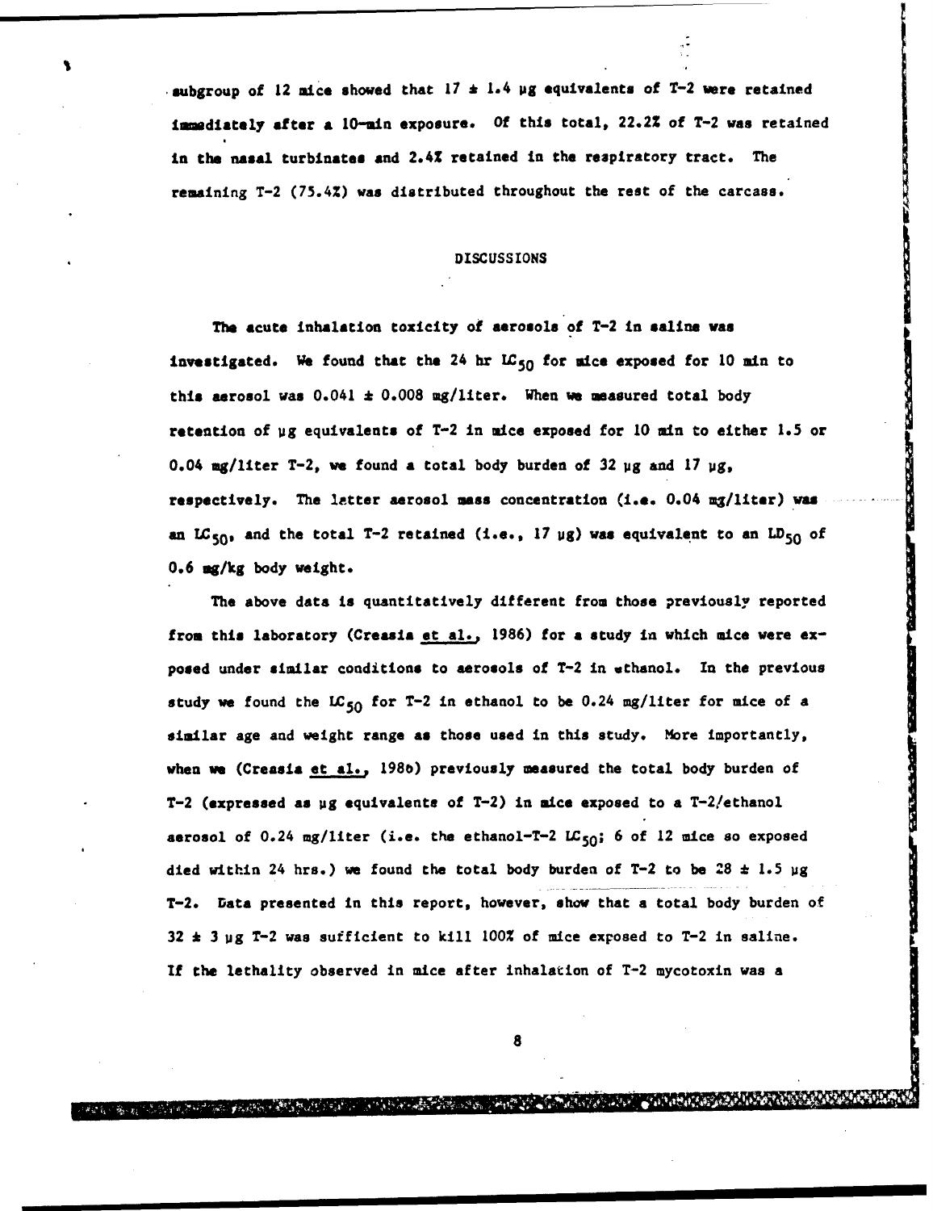subgroup of 12 mice showed that 17 ± 1.4 μg equivalents of T-2 were retained immediately after a 10-min exposure. Of this total, 22.2% of T-2 was retained in the nasal turbinates and 2.4% retained in the respiratory tract. The remaining T-2 (75.4%) was distributed throughout the rest of the carcass.

## DISCUSSIONS

The acute inhalation toxicity of aerosols of T-2 in saline was investigated. We found that the 24 hr $LC_{50}$ for mice exposed for 10 min to this aerosol was 0.041 ± 0.008 mg/liter. When we measured total body retention of μg equivalents of T-2 in mice exposed for 10 min to either 1.5 or 0.04 mg/liter T-2, we found a total body burden of 32 μg and 17 μg, respectively. The latter aerosol mass concentration (i.e. 0.04 mg/liter) was an $LC_{50}$, and the total T-2 retained (i.e., 17 μg) was equivalent to an $LD_{50}$ of 0.6 mg/kg body weight.

The above data is quantitatively different from those previously reported from this laboratory (Creasia et al., 1986) for a study in which mice were exposed under similar conditions to aerosols of T-2 in ethanol. In the previous study we found the $LC_{50}$ for T-2 in ethanol to be 0.24 mg/liter for mice of a similar age and weight range as those used in this study. More importantly, when we (Creasia et al., 1986) previously measured the total body burden of T-2 (expressed as μg equivalents of T-2) in mice exposed to a T-2/ethanol aerosol of 0.24 mg/liter (i.e. the ethanol-T-2 $LC_{50}$; 6 of 12 mice so exposed died within 24 hrs.) we found the total body burden of T-2 to be 28 ± 1.5 μg T-2. Data presented in this report, however, show that a total body burden of 32 ± 3 μg T-2 was sufficient to kill 100% of mice exposed to T-2 in saline. If the lethality observed in mice after inhalation of T-2 mycotoxin was a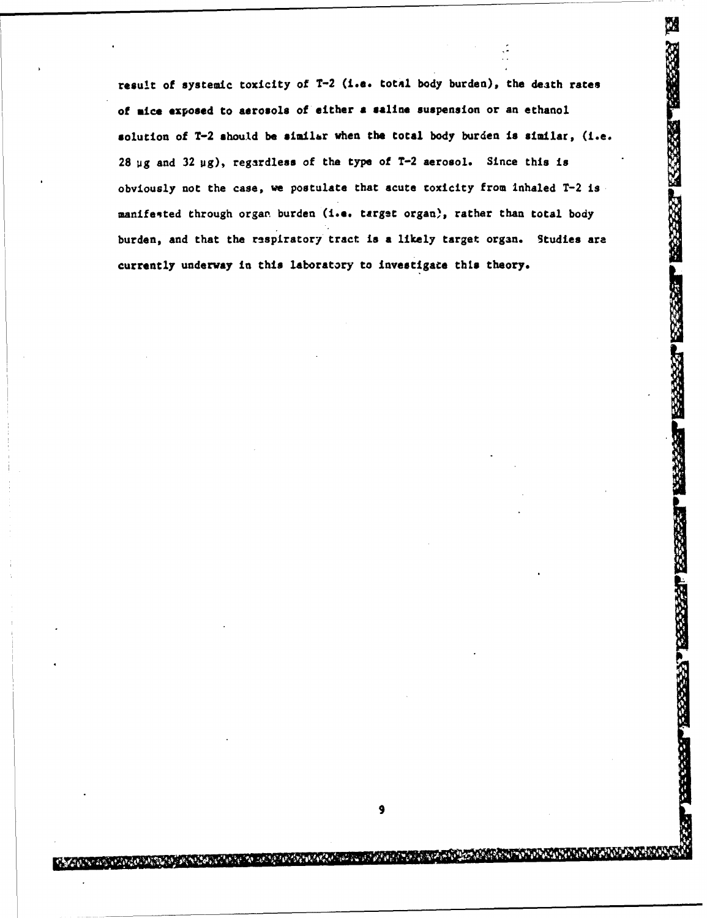result of systemic toxicity of T-2 (i.e. total body burden), the death rates of mice exposed to aerosols of either a saline suspension or an ethanol solution of T-2 should be similar when the total body burden is similar, (i.e. 28 μg and 32 μg), regardless of the type of T-2 aerosol. Since this is obviously not the case, we postulate that acute toxicity from inhaled T-2 is manifested through organ burden (i.e. target organ), rather than total body burden, and that the respiratory tract is a likely target organ. Studies are currently underway in this laboratory to investigate this theory.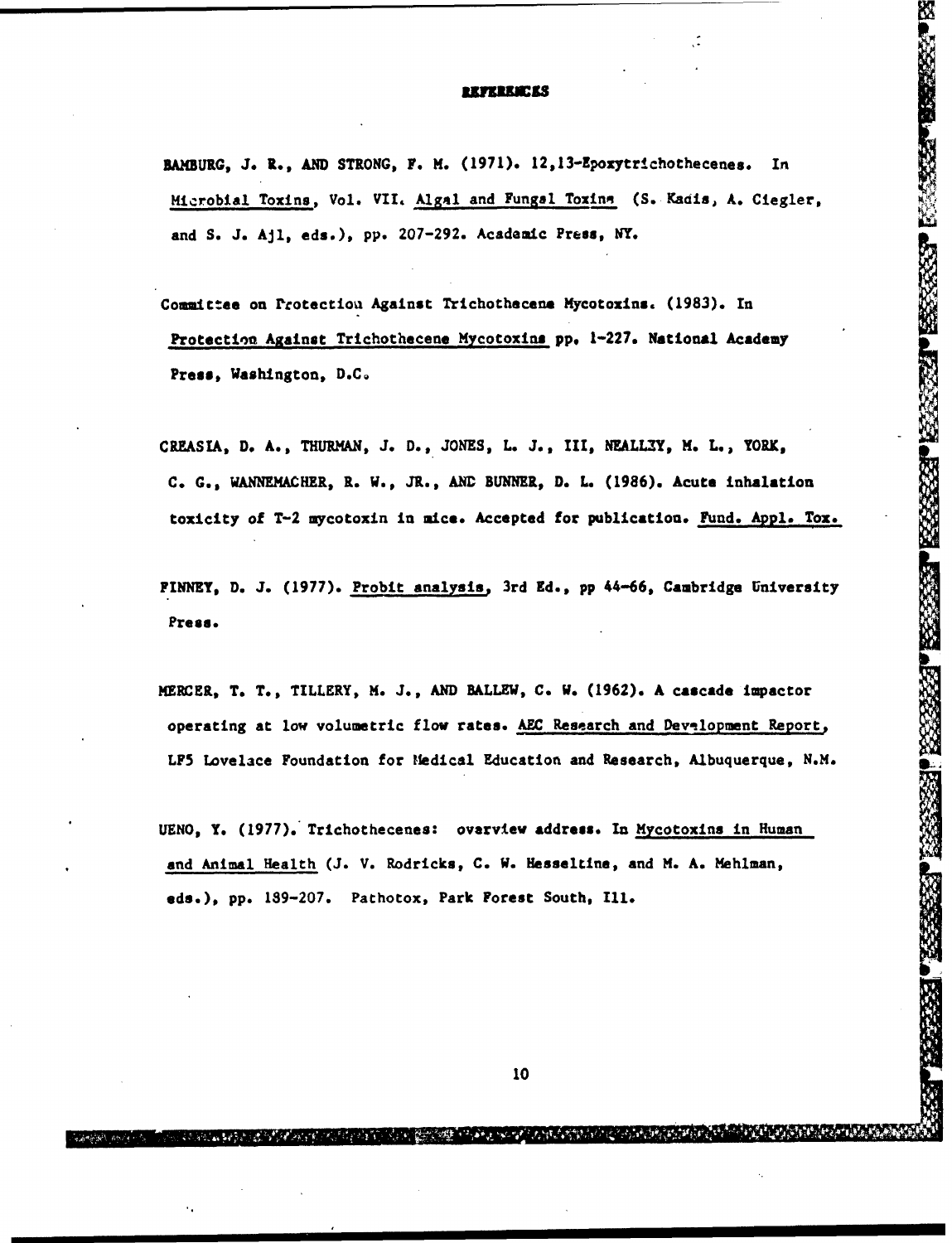## REFERENCES

BAMBURG, J. R., AND STRONG, F. M. (1971). 12,13-Epoxytrichothecenes. In Microbial Toxins, Vol. VII. Algal and Fungal Toxins (S. Kadis, A. Ciegler, and S. J. Ajl, eds.), pp. 207-292. Academic Press, NY.

Committee on Protection Against Trichothecene Mycotoxins. (1983). In Protection Against Trichothecene Mycotoxins pp. 1-227. National Academy Press, Washington, D.C.

CREASIA, D. A., THURMAN, J. D., JONES, L. J., III, NEALLEY, M. L., YORK, C. G., WANNEMACHER, R. W., JR., AND BUNNER, D. L. (1986). Acute inhalation toxicity of T-2 mycotoxin in mice. Accepted for publication. Fund. Appl. Tox.

FINNEY, D. J. (1977). Probit analysis, 3rd Ed., pp 44-66, Cambridge University Press.

MERCER, T. T., TILLERY, M. J., AND BALLEW, C. W. (1962). A cascade impactor operating at low volumetric flow rates. AEC Research and Development Report, LF5 Lovelace Foundation for Medical Education and Research, Albuquerque, N.M.

UENO, Y. (1977). Trichothecenes: overview address. In Mycotoxins in Human and Animal Health (J. V. Rodricks, C. W. Hesseltine, and M. A. Mehlman, eds.), pp. 189-207. Pathotox, Park Forest South, Ill.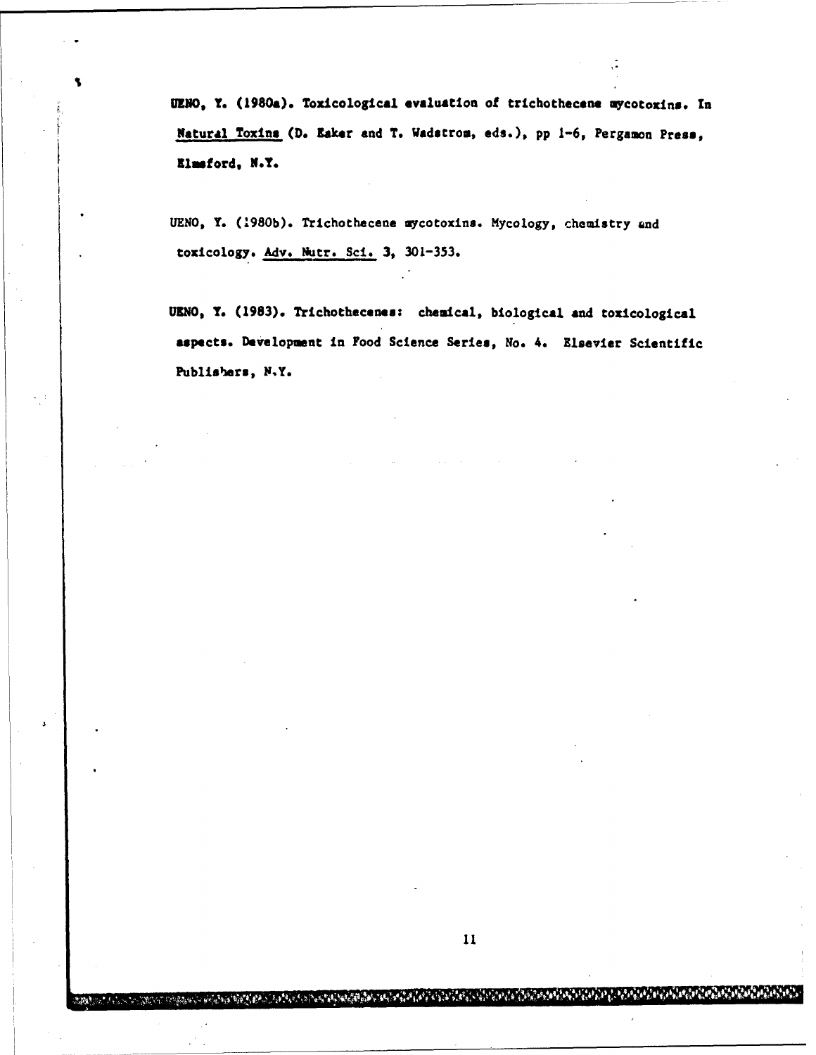UENO, Y. (1980a). Toxicological evaluation of trichothecene mycotoxins. In Natural Toxins (D. Eaker and T. Wadstrom, eds.), pp 1-6, Pergamon Press, Elmsford, N.Y.

UENO, Y. (1980b). Trichothecene mycotoxins. Mycology, chemistry and toxicology. Adv. Nutr. Sci. 3, 301-353.

UENO, Y. (1983). Trichothecenes: chemical, biological and toxicological aspects. Development in Food Science Series, No. 4. Elsevier Scientific Publishers, N.Y.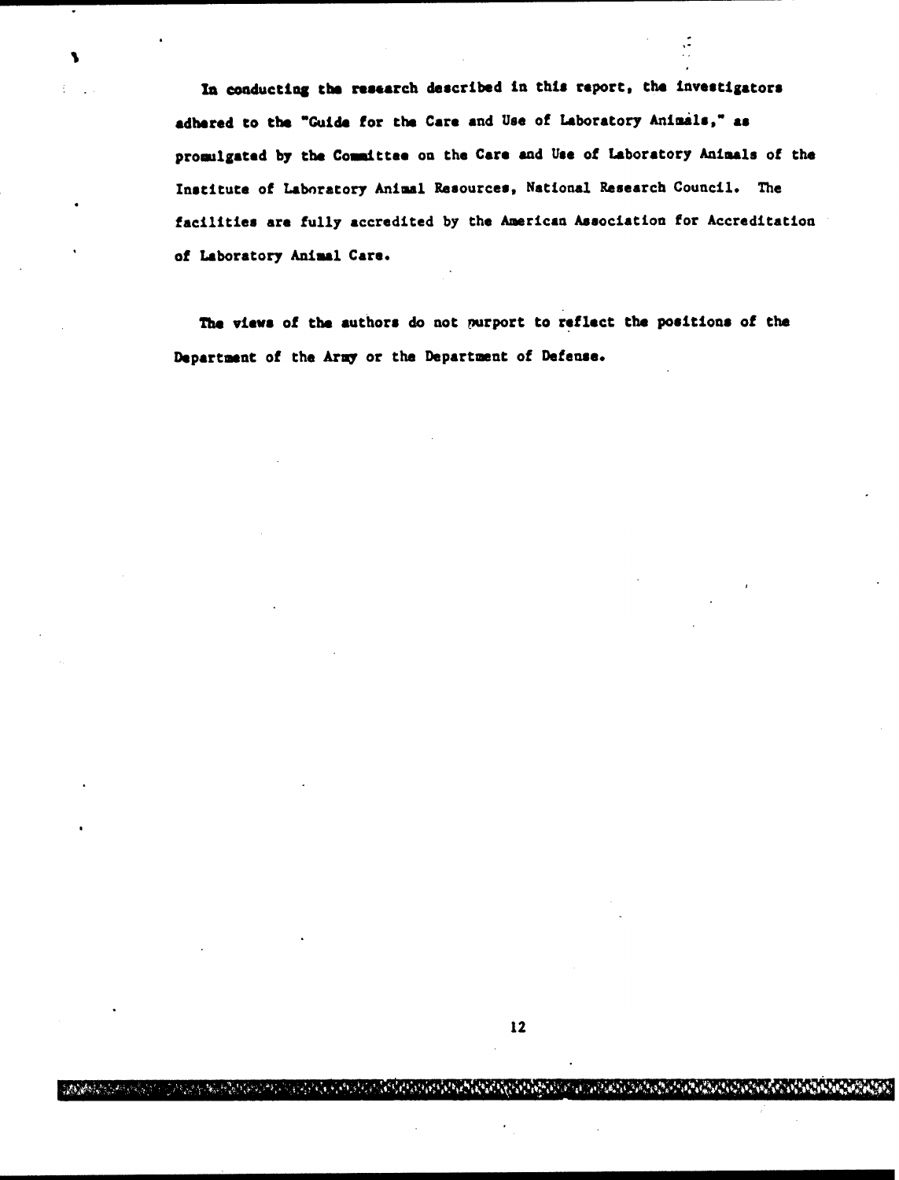In conducting the research described in this report, the investigators adhered to the "Guide for the Care and Use of Laboratory Animals," as promulgated by the Committee on the Care and Use of Laboratory Animals of the Institute of Laboratory Animal Resources, National Research Council. The facilities are fully accredited by the American Association for Accreditation of Laboratory Animal Care.

The views of the authors do not purport to reflect the positions of the Department of the Army or the Department of Defense.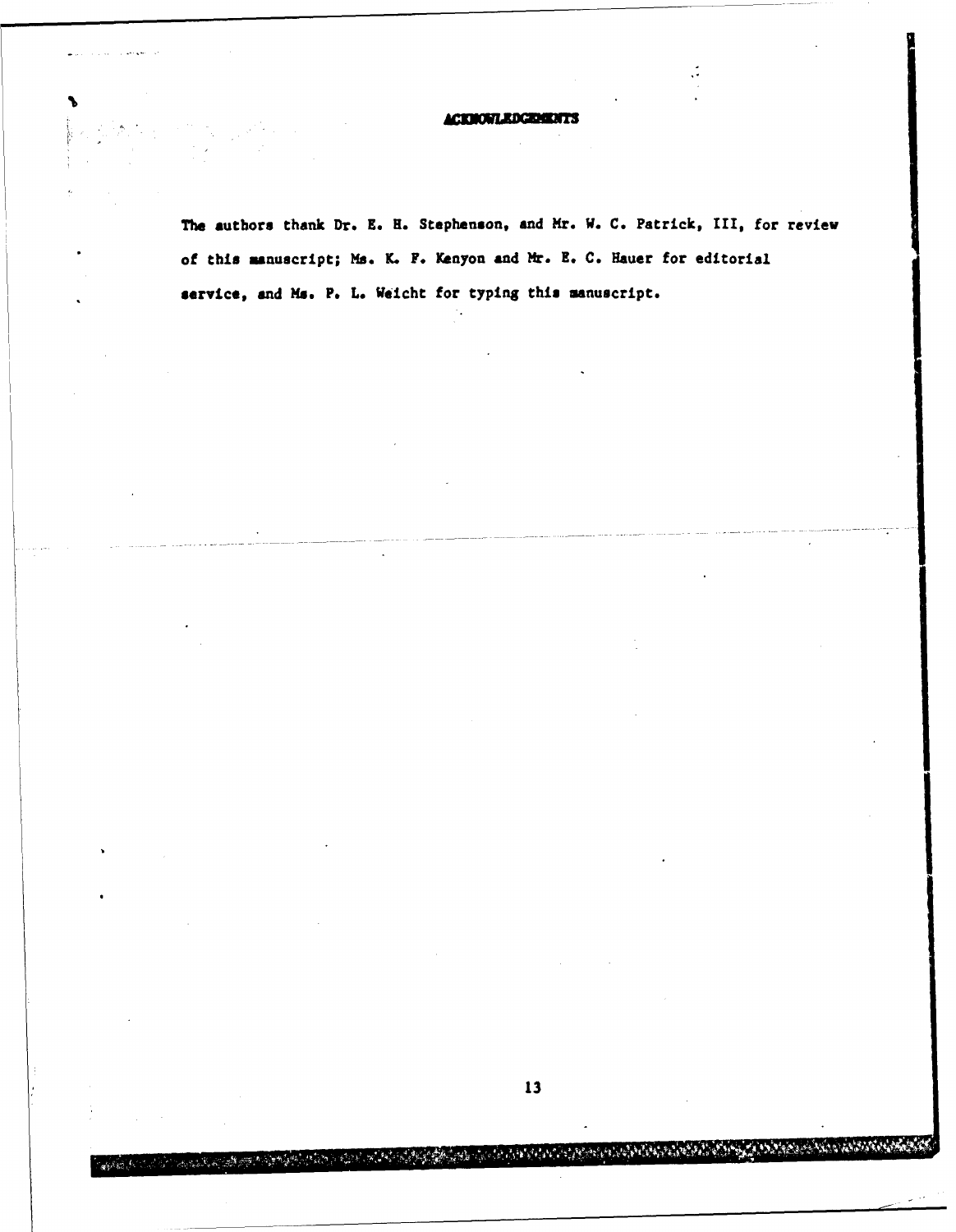## ACKNOWLEDGEMENTS

The authors thank Dr. E. H. Stephenson, and Mr. W. C. Patrick, III, for review of this manuscript; Ms. K. F. Kenyon and Mr. E. C. Hauer for editorial service, and Ms. P. L. Weicht for typing this manuscript.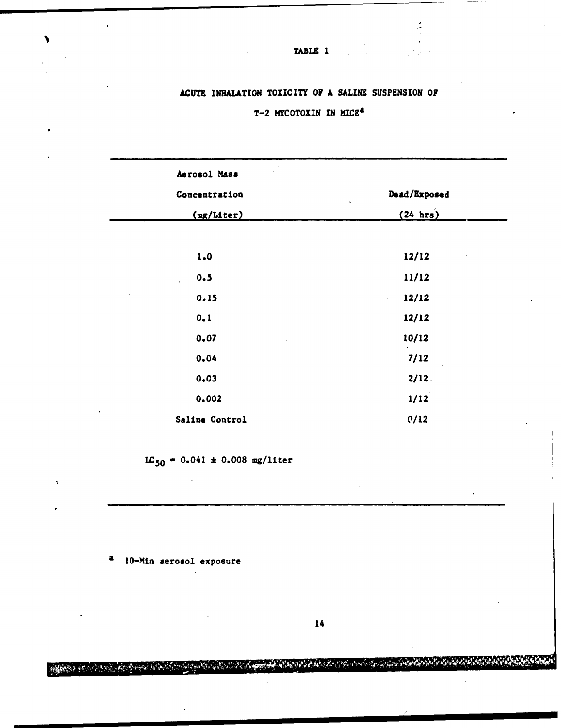# TABLE 1

## ACUTE INHALATION TOXICITY OF A SALINE SUSPENSION OF T-2 MYCOTOXIN IN MICE[a]

| Aerosol Mass Concentration (mg/Liter) | Dead/Exposed (24 hrs) |
|---|---|
| 1.0 | 12/12 |
| 0.5 | 11/12 |
| 0.15 | 12/12 |
| 0.1 | 12/12 |
| 0.07 | 10/12 |
| 0.04 | 7/12 |
| 0.03 | 2/12 |
| 0.002 | 1/12 |
| Saline Control | 0/12 |

$LC_{50}$ = 0.041 ± 0.008 mg/liter

[a] 10-Min aerosol exposure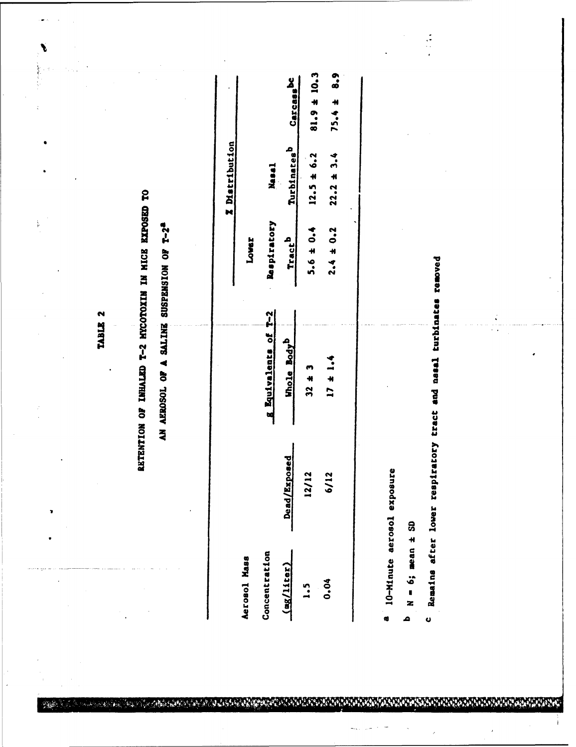TABLE 2

RETENTION OF INHALED T-2 MYCOTOXIN IN MICE EXPOSED TO AN AEROSOL OF A SALINE SUSPENSION OF T-2[a]

| Aerosol Mass Concentration (mg/liter) | Dead/Exposed | g Equivalents of T-2 | % Distribution | | |
|---|---|---|---|---|---|
| | | Whole Body[b] | Lower Respiratory Tract[b] | Nasal Turbinates[b] | Carcass[bc] |
| 1.5 | 12/12 | 32 ± 3 | 5.6 ± 0.4 | 12.5 ± 6.2 | 81.9 ± 10.3 |
| 0.04 | 6/12 | 17 ± 1.4 | 2.4 ± 0.2 | 22.2 ± 3.4 | 75.4 ± 8.9 |

a 10-Minute aerosol exposure

b N = 6; mean ± SD

c Remains after lower respiratory tract and nasal turbinates removed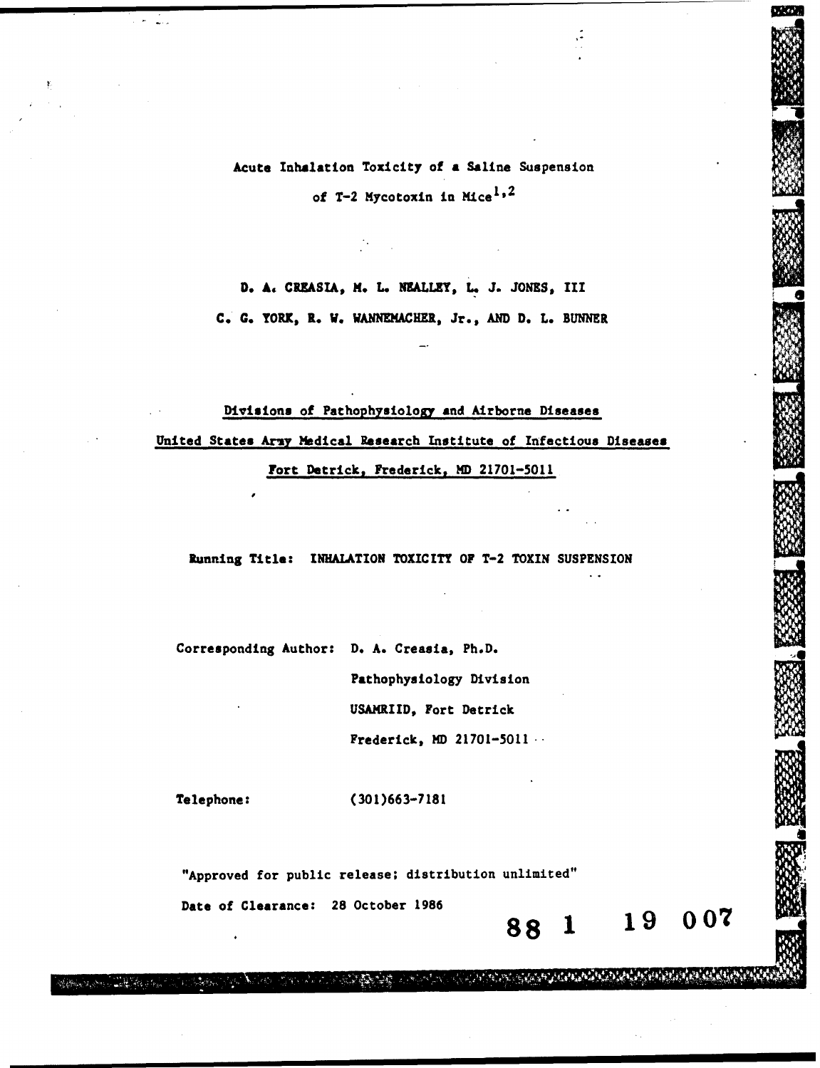# Acute Inhalation Toxicity of a Saline Suspension of T-2 Mycotoxin in Mice[1,2]

D. A. CREASIA, M. L. NEALLEY, L. J. JONES, III
C. G. YORK, R. W. WANNEMACHER, Jr., AND D. L. BUNNER

Divisions of Pathophysiology and Airborne Diseases
United States Army Medical Research Institute of Infectious Diseases
Fort Detrick, Frederick, MD 21701-5011

Running Title: INHALATION TOXICITY OF T-2 TOXIN SUSPENSION

Corresponding Author: D. A. Creasia, Ph.D.
Pathophysiology Division
USAMRIID, Fort Detrick
Frederick, MD 21701-5011

Telephone: (301)663-7181

"Approved for public release; distribution unlimited"

Date of Clearance: 28 October 1986

88 1 19 007